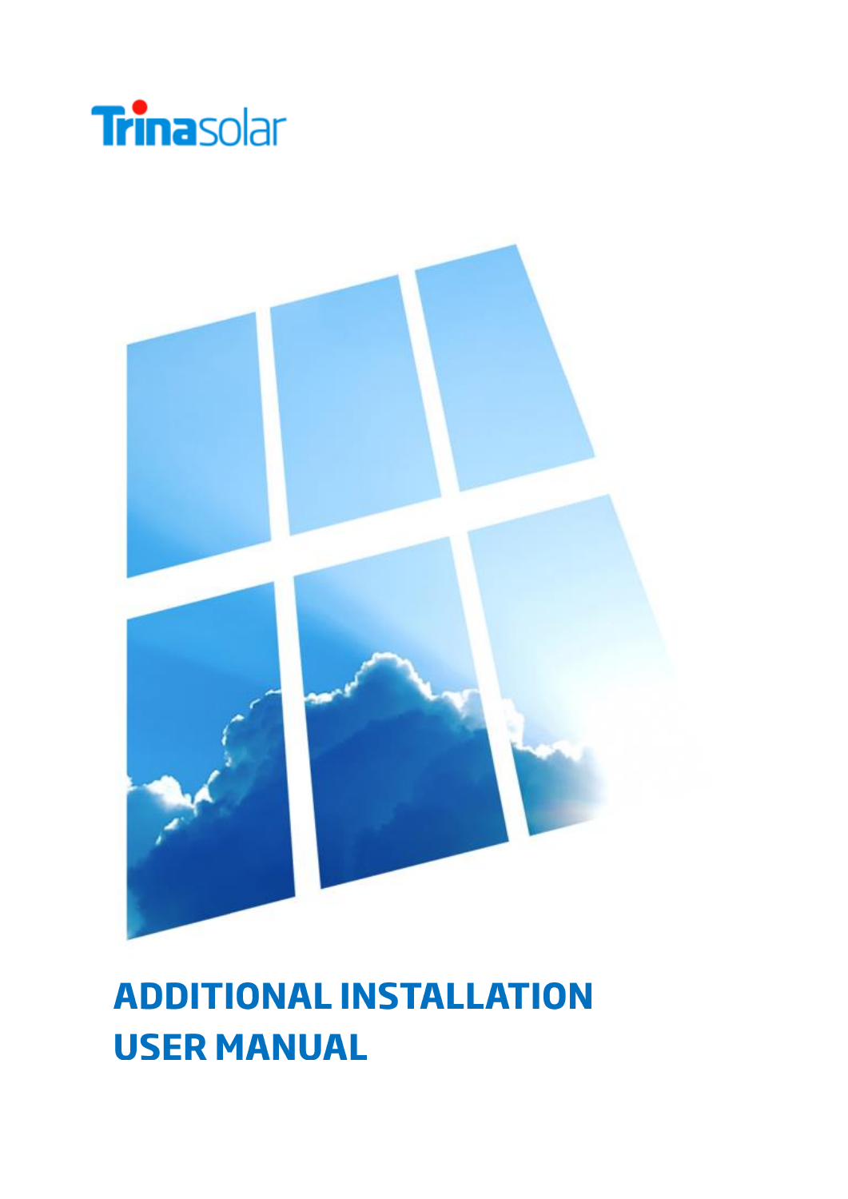Trinasolar

# ADDITIONAL INSTALLATION USER MANUAL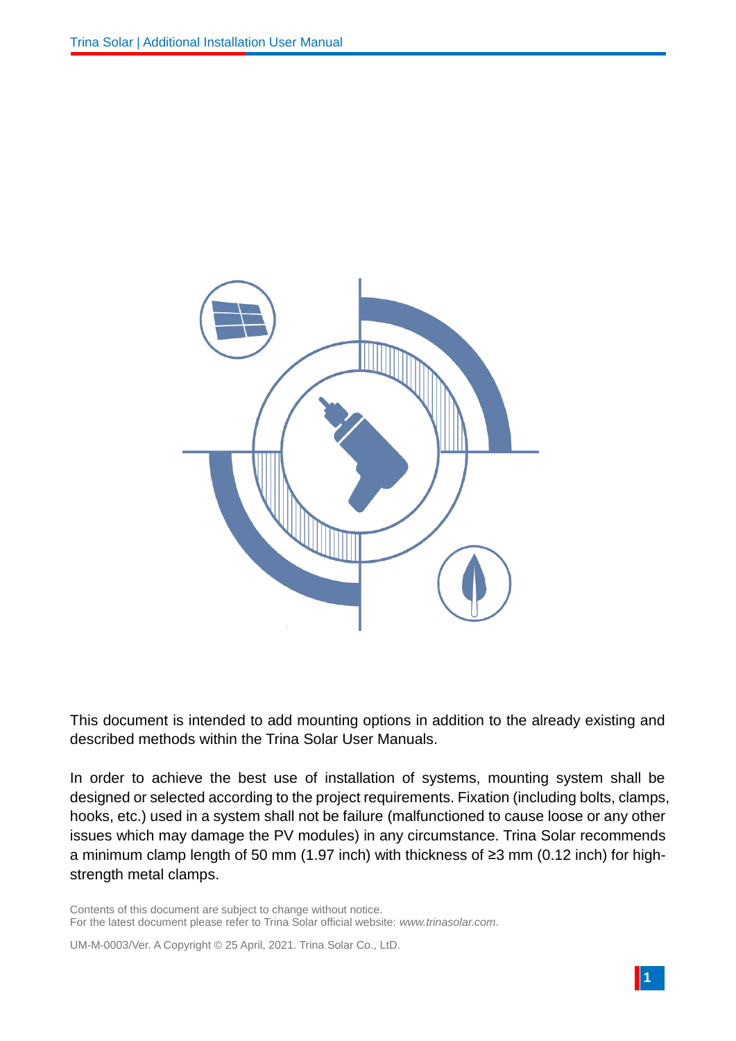This document is intended to add mounting options in addition to the already existing and described methods within the Trina Solar User Manuals.

In order to achieve the best use of installation of systems, mounting system shall be designed or selected according to the project requirements. Fixation (including bolts, clamps, hooks, etc.) used in a system shall not be failure (malfunctioned to cause loose or any other issues which may damage the PV modules) in any circumstance. Trina Solar recommends a minimum clamp length of 50 mm (1.97 inch) with thickness of ≥3 mm (0.12 inch) for high-strength metal clamps.

Contents of this document are subject to change without notice.
For the latest document please refer to Trina Solar official website: *www.trinasolar.com*.

UM-M-0003/Ver. A Copyright © 25 April, 2021. Trina Solar Co., LtD.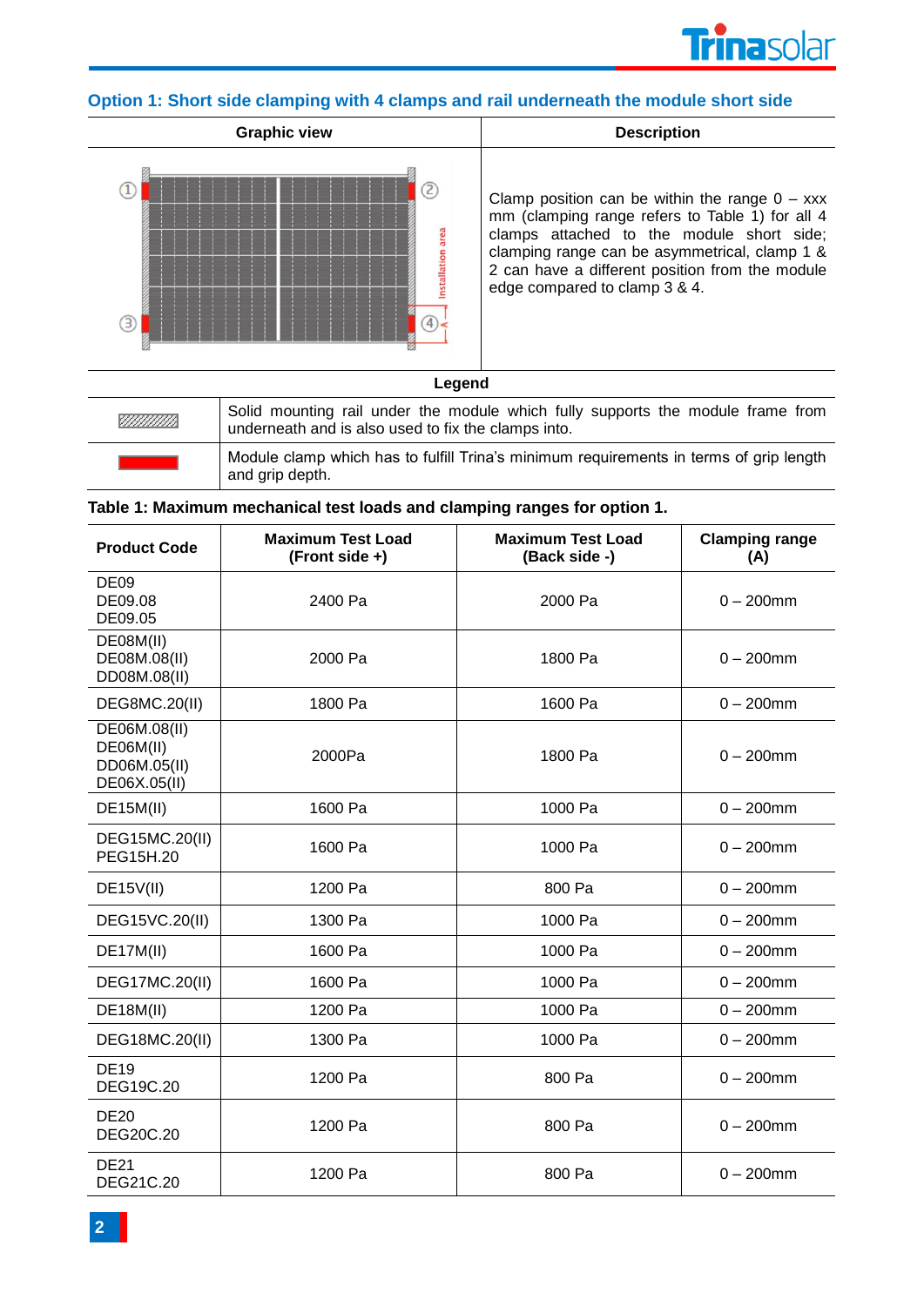## Option 1: Short side clamping with 4 clamps and rail underneath the module short side

| Graphic view | Description |
| --- | --- |
| | Clamp position can be within the range 0 – xxx mm (clamping range refers to Table 1) for all 4 clamps attached to the module short side; clamping range can be asymmetrical, clamp 1 & 2 can have a different position from the module edge compared to clamp 3 & 4. |

**Legend**

| | |
| --- | --- |
| (hatched symbol) | Solid mounting rail under the module which fully supports the module frame from underneath and is also used to fix the clamps into. |
| (red symbol) | Module clamp which has to fulfill Trina's minimum requirements in terms of grip length and grip depth. |

**Table 1: Maximum mechanical test loads and clamping ranges for option 1.**

| Product Code | Maximum Test Load (Front side +) | Maximum Test Load (Back side -) | Clamping range (A) |
| --- | --- | --- | --- |
| DE09<br>DE09.08<br>DE09.05 | 2400 Pa | 2000 Pa | 0 – 200mm |
| DE08M(II)<br>DE08M.08(II)<br>DD08M.08(II) | 2000 Pa | 1800 Pa | 0 – 200mm |
| DEG8MC.20(II) | 1800 Pa | 1600 Pa | 0 – 200mm |
| DE06M.08(II)<br>DE06M(II)<br>DD06M.05(II)<br>DE06X.05(II) | 2000Pa | 1800 Pa | 0 – 200mm |
| DE15M(II) | 1600 Pa | 1000 Pa | 0 – 200mm |
| DEG15MC.20(II)<br>PEG15H.20 | 1600 Pa | 1000 Pa | 0 – 200mm |
| DE15V(II) | 1200 Pa | 800 Pa | 0 – 200mm |
| DEG15VC.20(II) | 1300 Pa | 1000 Pa | 0 – 200mm |
| DE17M(II) | 1600 Pa | 1000 Pa | 0 – 200mm |
| DEG17MC.20(II) | 1600 Pa | 1000 Pa | 0 – 200mm |
| DE18M(II) | 1200 Pa | 1000 Pa | 0 – 200mm |
| DEG18MC.20(II) | 1300 Pa | 1000 Pa | 0 – 200mm |
| DE19<br>DEG19C.20 | 1200 Pa | 800 Pa | 0 – 200mm |
| DE20<br>DEG20C.20 | 1200 Pa | 800 Pa | 0 – 200mm |
| DE21<br>DEG21C.20 | 1200 Pa | 800 Pa | 0 – 200mm |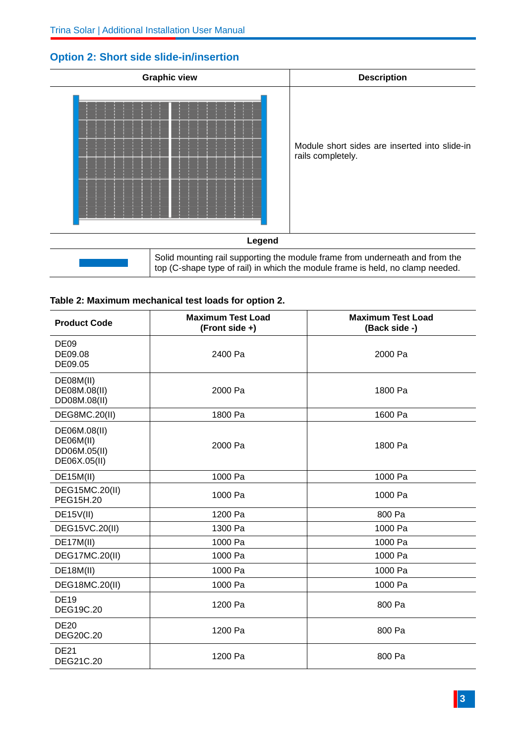## Option 2: Short side slide-in/insertion

| Graphic view | Description |
|---|---|
| | Module short sides are inserted into slide-in rails completely. |

| Legend | |
|---|---|
| | Solid mounting rail supporting the module frame from underneath and from the top (C-shape type of rail) in which the module frame is held, no clamp needed. |

**Table 2: Maximum mechanical test loads for option 2.**

| Product Code | Maximum Test Load (Front side +) | Maximum Test Load (Back side -) |
|---|---|---|
| DE09<br>DE09.08<br>DE09.05 | 2400 Pa | 2000 Pa |
| DE08M(II)<br>DE08M.08(II)<br>DD08M.08(II) | 2000 Pa | 1800 Pa |
| DEG8MC.20(II) | 1800 Pa | 1600 Pa |
| DE06M.08(II)<br>DE06M(II)<br>DD06M.05(II)<br>DE06X.05(II) | 2000 Pa | 1800 Pa |
| DE15M(II) | 1000 Pa | 1000 Pa |
| DEG15MC.20(II)<br>PEG15H.20 | 1000 Pa | 1000 Pa |
| DE15V(II) | 1200 Pa | 800 Pa |
| DEG15VC.20(II) | 1300 Pa | 1000 Pa |
| DE17M(II) | 1000 Pa | 1000 Pa |
| DEG17MC.20(II) | 1000 Pa | 1000 Pa |
| DE18M(II) | 1000 Pa | 1000 Pa |
| DEG18MC.20(II) | 1000 Pa | 1000 Pa |
| DE19<br>DEG19C.20 | 1200 Pa | 800 Pa |
| DE20<br>DEG20C.20 | 1200 Pa | 800 Pa |
| DE21<br>DEG21C.20 | 1200 Pa | 800 Pa |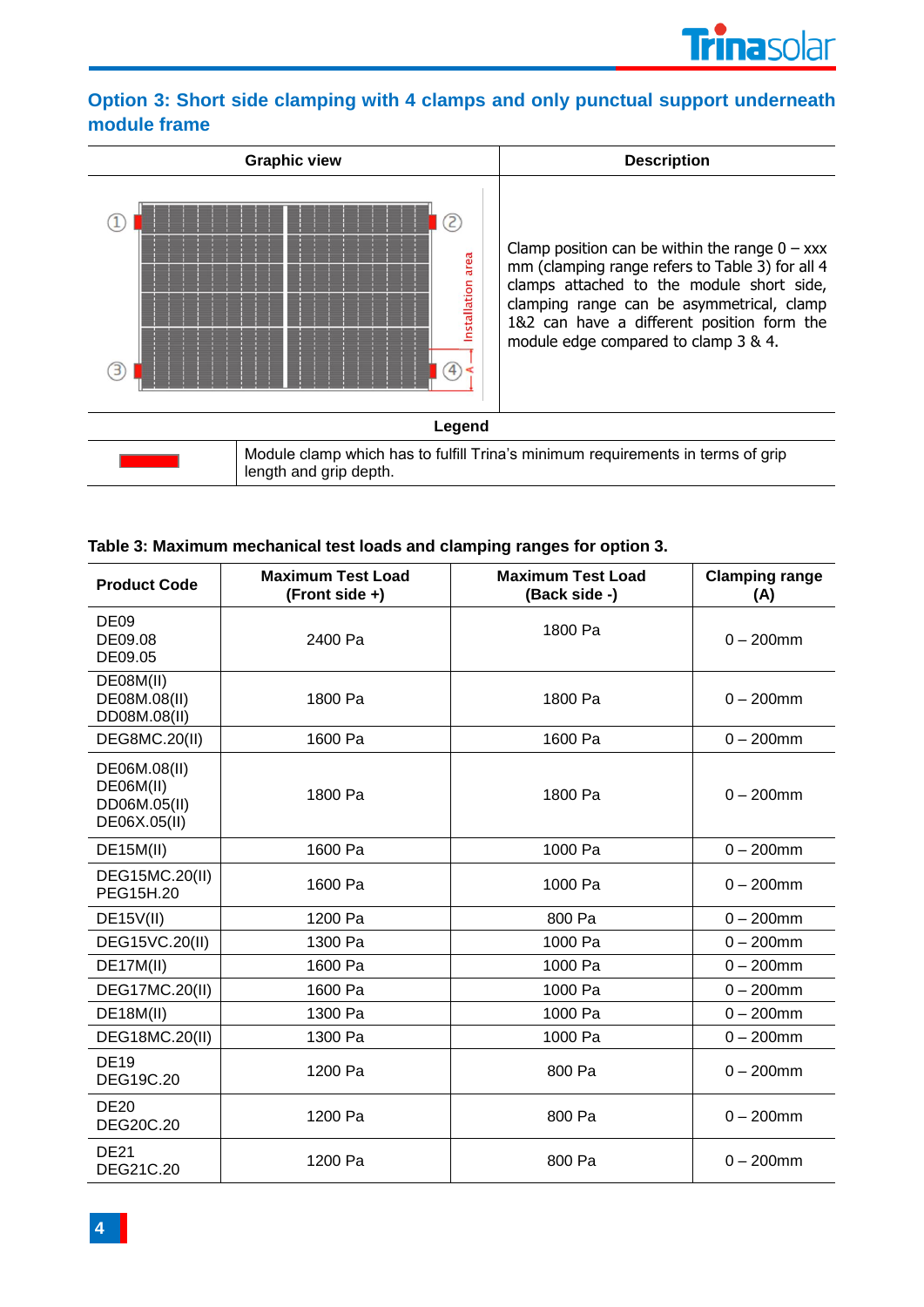## Option 3: Short side clamping with 4 clamps and only punctual support underneath module frame

| Graphic view | Description |
|---|---|
| | Clamp position can be within the range 0 – xxx mm (clamping range refers to Table 3) for all 4 clamps attached to the module short side, clamping range can be asymmetrical, clamp 1&2 can have a different position form the module edge compared to clamp 3 & 4. |

| Legend | |
|---|---|
| | Module clamp which has to fulfill Trina's minimum requirements in terms of grip length and grip depth. |

**Table 3: Maximum mechanical test loads and clamping ranges for option 3.**

| Product Code | Maximum Test Load (Front side +) | Maximum Test Load (Back side -) | Clamping range (A) |
|---|---|---|---|
| DE09<br>DE09.08<br>DE09.05 | 2400 Pa | 1800 Pa | 0 – 200mm |
| DE08M(II)<br>DE08M.08(II)<br>DD08M.08(II) | 1800 Pa | 1800 Pa | 0 – 200mm |
| DEG8MC.20(II) | 1600 Pa | 1600 Pa | 0 – 200mm |
| DE06M.08(II)<br>DE06M(II)<br>DD06M.05(II)<br>DE06X.05(II) | 1800 Pa | 1800 Pa | 0 – 200mm |
| DE15M(II) | 1600 Pa | 1000 Pa | 0 – 200mm |
| DEG15MC.20(II)<br>PEG15H.20 | 1600 Pa | 1000 Pa | 0 – 200mm |
| DE15V(II) | 1200 Pa | 800 Pa | 0 – 200mm |
| DEG15VC.20(II) | 1300 Pa | 1000 Pa | 0 – 200mm |
| DE17M(II) | 1600 Pa | 1000 Pa | 0 – 200mm |
| DEG17MC.20(II) | 1600 Pa | 1000 Pa | 0 – 200mm |
| DE18M(II) | 1300 Pa | 1000 Pa | 0 – 200mm |
| DEG18MC.20(II) | 1300 Pa | 1000 Pa | 0 – 200mm |
| DE19<br>DEG19C.20 | 1200 Pa | 800 Pa | 0 – 200mm |
| DE20<br>DEG20C.20 | 1200 Pa | 800 Pa | 0 – 200mm |
| DE21<br>DEG21C.20 | 1200 Pa | 800 Pa | 0 – 200mm |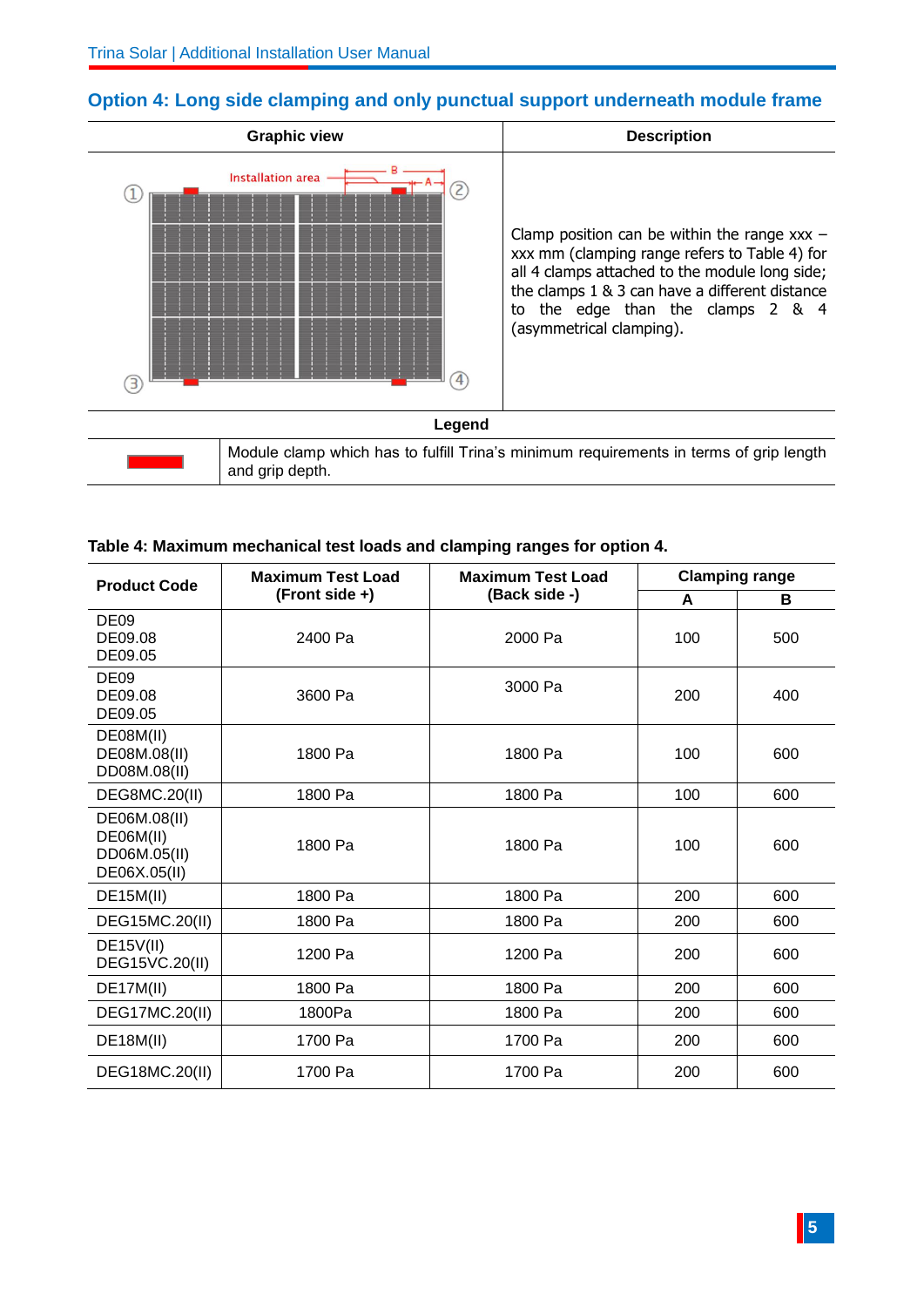## Option 4: Long side clamping and only punctual support underneath module frame

| Graphic view | Description |
|---|---|
| Installation area, B, A, ①, ②, ③, ④ | Clamp position can be within the range xxx – xxx mm (clamping range refers to Table 4) for all 4 clamps attached to the module long side; the clamps 1 & 3 can have a different distance to the edge than the clamps 2 & 4 (asymmetrical clamping). |

**Legend**

| | |
|---|---|
| (red marker) | Module clamp which has to fulfill Trina's minimum requirements in terms of grip length and grip depth. |

**Table 4: Maximum mechanical test loads and clamping ranges for option 4.**

| Product Code | Maximum Test Load (Front side +) | Maximum Test Load (Back side -) | Clamping range | |
|---|---|---|---|---|
| | | | A | B |
| DE09<br>DE09.08<br>DE09.05 | 2400 Pa | 2000 Pa | 100 | 500 |
| DE09<br>DE09.08<br>DE09.05 | 3600 Pa | 3000 Pa | 200 | 400 |
| DE08M(II)<br>DE08M.08(II)<br>DD08M.08(II) | 1800 Pa | 1800 Pa | 100 | 600 |
| DEG8MC.20(II) | 1800 Pa | 1800 Pa | 100 | 600 |
| DE06M.08(II)<br>DE06M(II)<br>DD06M.05(II)<br>DE06X.05(II) | 1800 Pa | 1800 Pa | 100 | 600 |
| DE15M(II) | 1800 Pa | 1800 Pa | 200 | 600 |
| DEG15MC.20(II) | 1800 Pa | 1800 Pa | 200 | 600 |
| DE15V(II)<br>DEG15VC.20(II) | 1200 Pa | 1200 Pa | 200 | 600 |
| DE17M(II) | 1800 Pa | 1800 Pa | 200 | 600 |
| DEG17MC.20(II) | 1800Pa | 1800 Pa | 200 | 600 |
| DE18M(II) | 1700 Pa | 1700 Pa | 200 | 600 |
| DEG18MC.20(II) | 1700 Pa | 1700 Pa | 200 | 600 |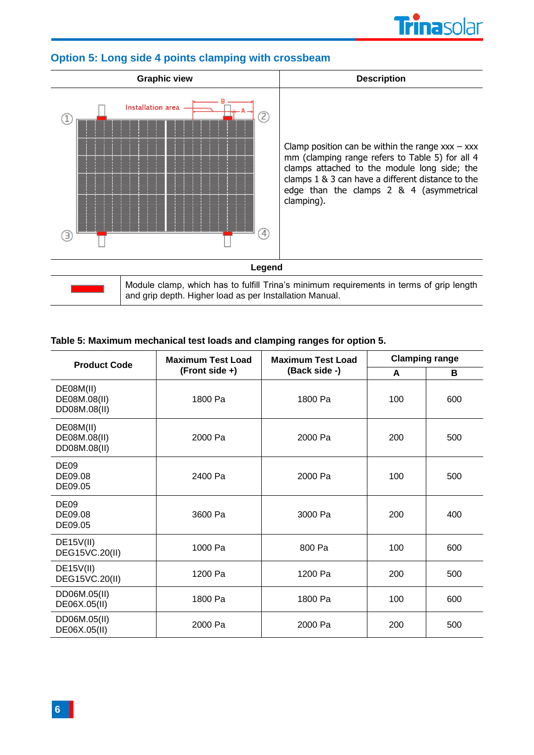## Option 5: Long side 4 points clamping with crossbeam

| Graphic view | Description |
|---|---|
| Installation area, B, A, ①, ②, ③, ④ | Clamp position can be within the range xxx – xxx mm (clamping range refers to Table 5) for all 4 clamps attached to the module long side; the clamps 1 & 3 can have a different distance to the edge than the clamps 2 & 4 (asymmetrical clamping). |

| Legend | |
|---|---|
| (red bar) | Module clamp, which has to fulfill Trina's minimum requirements in terms of grip length and grip depth. Higher load as per Installation Manual. |

**Table 5: Maximum mechanical test loads and clamping ranges for option 5.**

| Product Code | Maximum Test Load (Front side +) | Maximum Test Load (Back side -) | Clamping range | |
|---|---|---|---|---|
| | | | A | B |
| DE08M(II)<br>DE08M.08(II)<br>DD08M.08(II) | 1800 Pa | 1800 Pa | 100 | 600 |
| DE08M(II)<br>DE08M.08(II)<br>DD08M.08(II) | 2000 Pa | 2000 Pa | 200 | 500 |
| DE09<br>DE09.08<br>DE09.05 | 2400 Pa | 2000 Pa | 100 | 500 |
| DE09<br>DE09.08<br>DE09.05 | 3600 Pa | 3000 Pa | 200 | 400 |
| DE15V(II)<br>DEG15VC.20(II) | 1000 Pa | 800 Pa | 100 | 600 |
| DE15V(II)<br>DEG15VC.20(II) | 1200 Pa | 1200 Pa | 200 | 500 |
| DD06M.05(II)<br>DE06X.05(II) | 1800 Pa | 1800 Pa | 100 | 600 |
| DD06M.05(II)<br>DE06X.05(II) | 2000 Pa | 2000 Pa | 200 | 500 |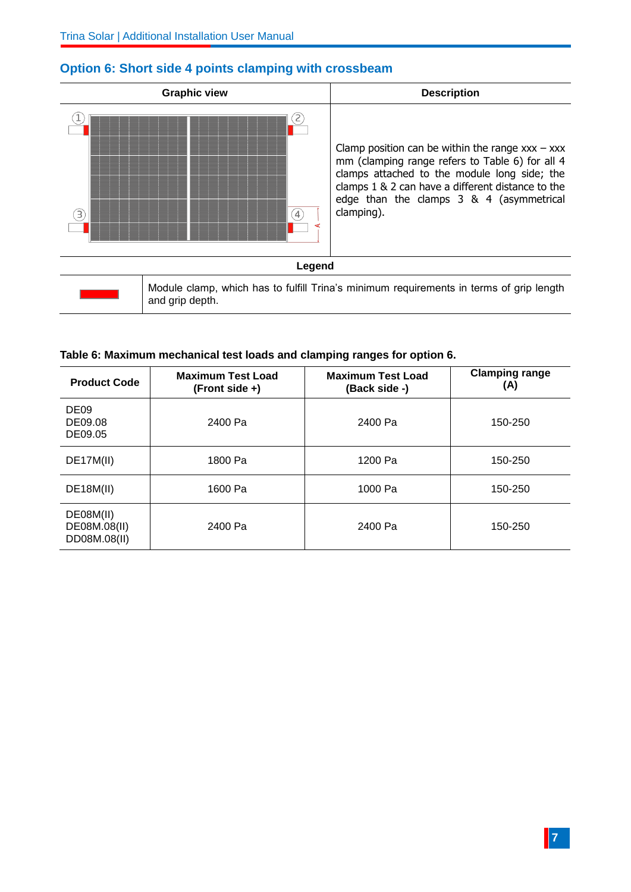## Option 6: Short side 4 points clamping with crossbeam

| Graphic view | Description |
|---|---|
| | Clamp position can be within the range xxx – xxx mm (clamping range refers to Table 6) for all 4 clamps attached to the module long side; the clamps 1 & 2 can have a different distance to the edge than the clamps 3 & 4 (asymmetrical clamping). |

**Legend**

| | |
|---|---|
| | Module clamp, which has to fulfill Trina's minimum requirements in terms of grip length and grip depth. |

**Table 6: Maximum mechanical test loads and clamping ranges for option 6.**

| Product Code | Maximum Test Load (Front side +) | Maximum Test Load (Back side -) | Clamping range (A) |
|---|---|---|---|
| DE09<br>DE09.08<br>DE09.05 | 2400 Pa | 2400 Pa | 150-250 |
| DE17M(II) | 1800 Pa | 1200 Pa | 150-250 |
| DE18M(II) | 1600 Pa | 1000 Pa | 150-250 |
| DE08M(II)<br>DE08M.08(II)<br>DD08M.08(II) | 2400 Pa | 2400 Pa | 150-250 |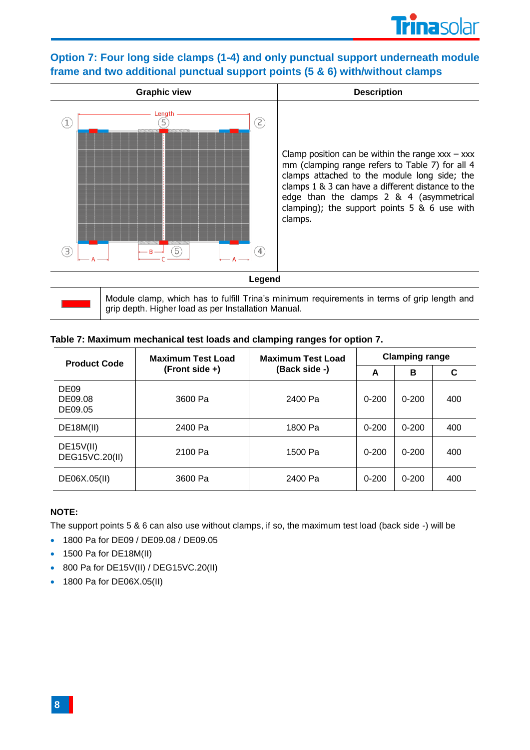## Option 7: Four long side clamps (1-4) and only punctual support underneath module frame and two additional punctual support points (5 & 6) with/without clamps

| Graphic view | Description |
|---|---|
| | Clamp position can be within the range xxx – xxx mm (clamping range refers to Table 7) for all 4 clamps attached to the module long side; the clamps 1 & 3 can have a different distance to the edge than the clamps 2 & 4 (asymmetrical clamping); the support points 5 & 6 use with clamps. |

**Legend**

| | |
|---|---|
| (red) | Module clamp, which has to fulfill Trina's minimum requirements in terms of grip length and grip depth. Higher load as per Installation Manual. |

**Table 7: Maximum mechanical test loads and clamping ranges for option 7.**

| Product Code | Maximum Test Load (Front side +) | Maximum Test Load (Back side -) | Clamping range | | |
|---|---|---|---|---|---|
| | | | A | B | C |
| DE09<br>DE09.08<br>DE09.05 | 3600 Pa | 2400 Pa | 0-200 | 0-200 | 400 |
| DE18M(II) | 2400 Pa | 1800 Pa | 0-200 | 0-200 | 400 |
| DE15V(II)<br>DEG15VC.20(II) | 2100 Pa | 1500 Pa | 0-200 | 0-200 | 400 |
| DE06X.05(II) | 3600 Pa | 2400 Pa | 0-200 | 0-200 | 400 |

**NOTE:**

The support points 5 & 6 can also use without clamps, if so, the maximum test load (back side -) will be

- 1800 Pa for DE09 / DE09.08 / DE09.05
- 1500 Pa for DE18M(II)
- 800 Pa for DE15V(II) / DEG15VC.20(II)
- 1800 Pa for DE06X.05(II)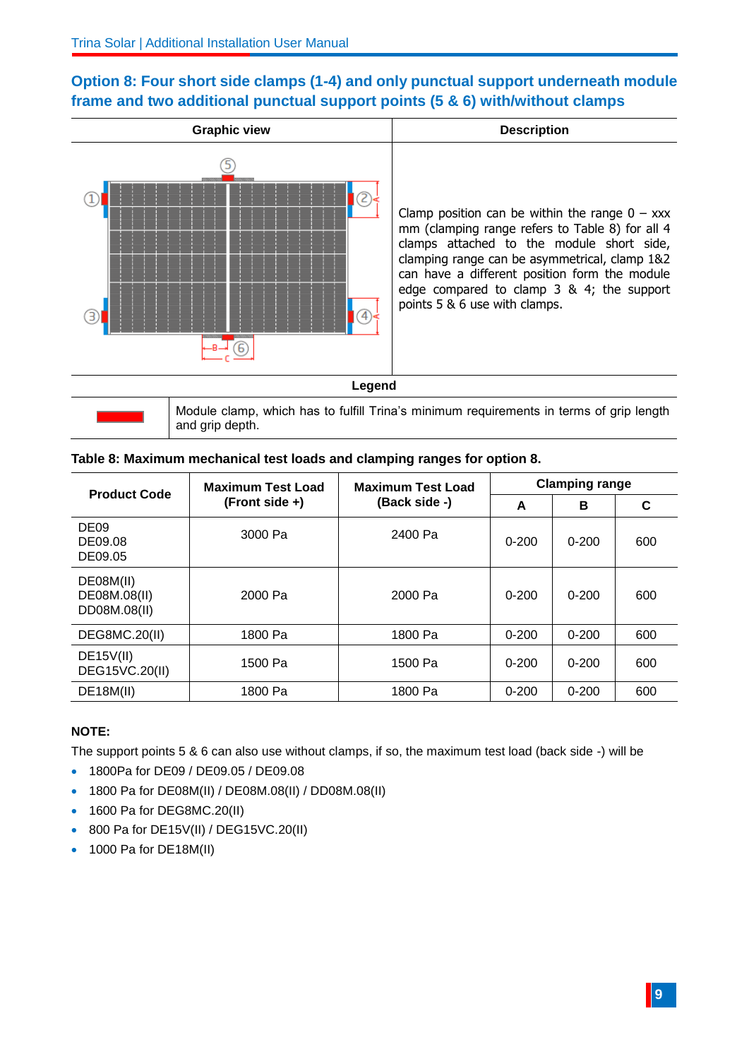## Option 8: Four short side clamps (1-4) and only punctual support underneath module frame and two additional punctual support points (5 & 6) with/without clamps

| Graphic view | Description |
| --- | --- |
| | Clamp position can be within the range 0 – xxx mm (clamping range refers to Table 8) for all 4 clamps attached to the module short side, clamping range can be asymmetrical, clamp 1&2 can have a different position form the module edge compared to clamp 3 & 4; the support points 5 & 6 use with clamps. |

**Legend**

| | |
| --- | --- |
| (red) | Module clamp, which has to fulfill Trina's minimum requirements in terms of grip length and grip depth. |

**Table 8: Maximum mechanical test loads and clamping ranges for option 8.**

| Product Code | Maximum Test Load (Front side +) | Maximum Test Load (Back side -) | Clamping range | | |
| --- | --- | --- | --- | --- | --- |
| | | | A | B | C |
| DE09<br>DE09.08<br>DE09.05 | 3000 Pa | 2400 Pa | 0-200 | 0-200 | 600 |
| DE08M(II)<br>DE08M.08(II)<br>DD08M.08(II) | 2000 Pa | 2000 Pa | 0-200 | 0-200 | 600 |
| DEG8MC.20(II) | 1800 Pa | 1800 Pa | 0-200 | 0-200 | 600 |
| DE15V(II)<br>DEG15VC.20(II) | 1500 Pa | 1500 Pa | 0-200 | 0-200 | 600 |
| DE18M(II) | 1800 Pa | 1800 Pa | 0-200 | 0-200 | 600 |

**NOTE:**

The support points 5 & 6 can also use without clamps, if so, the maximum test load (back side -) will be

- 1800Pa for DE09 / DE09.05 / DE09.08
- 1800 Pa for DE08M(II) / DE08M.08(II) / DD08M.08(II)
- 1600 Pa for DEG8MC.20(II)
- 800 Pa for DE15V(II) / DEG15VC.20(II)
- 1000 Pa for DE18M(II)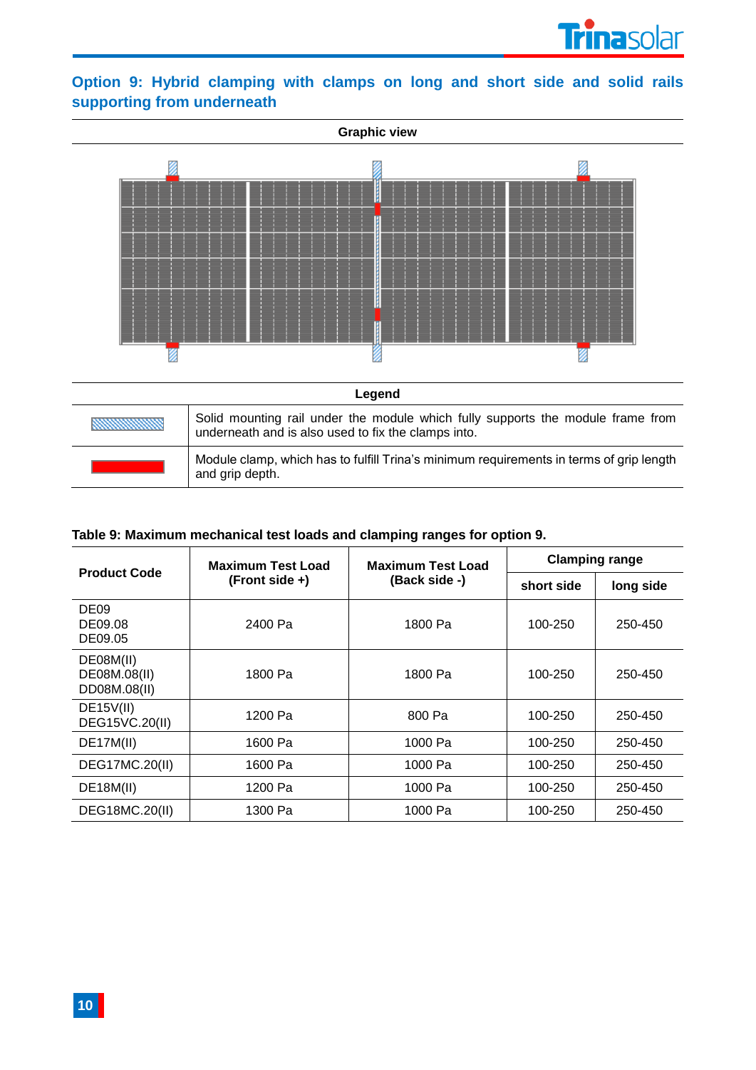## Option 9: Hybrid clamping with clamps on long and short side and solid rails supporting from underneath

**Graphic view**

**Legend**

| | |
|---|---|
| (blue hatched) | Solid mounting rail under the module which fully supports the module frame from underneath and is also used to fix the clamps into. |
| (red) | Module clamp, which has to fulfill Trina's minimum requirements in terms of grip length and grip depth. |

**Table 9: Maximum mechanical test loads and clamping ranges for option 9.**

| Product Code | Maximum Test Load (Front side +) | Maximum Test Load (Back side -) | Clamping range | |
|---|---|---|---|---|
| | | | short side | long side |
| DE09<br>DE09.08<br>DE09.05 | 2400 Pa | 1800 Pa | 100-250 | 250-450 |
| DE08M(II)<br>DE08M.08(II)<br>DD08M.08(II) | 1800 Pa | 1800 Pa | 100-250 | 250-450 |
| DE15V(II)<br>DEG15VC.20(II) | 1200 Pa | 800 Pa | 100-250 | 250-450 |
| DE17M(II) | 1600 Pa | 1000 Pa | 100-250 | 250-450 |
| DEG17MC.20(II) | 1600 Pa | 1000 Pa | 100-250 | 250-450 |
| DE18M(II) | 1200 Pa | 1000 Pa | 100-250 | 250-450 |
| DEG18MC.20(II) | 1300 Pa | 1000 Pa | 100-250 | 250-450 |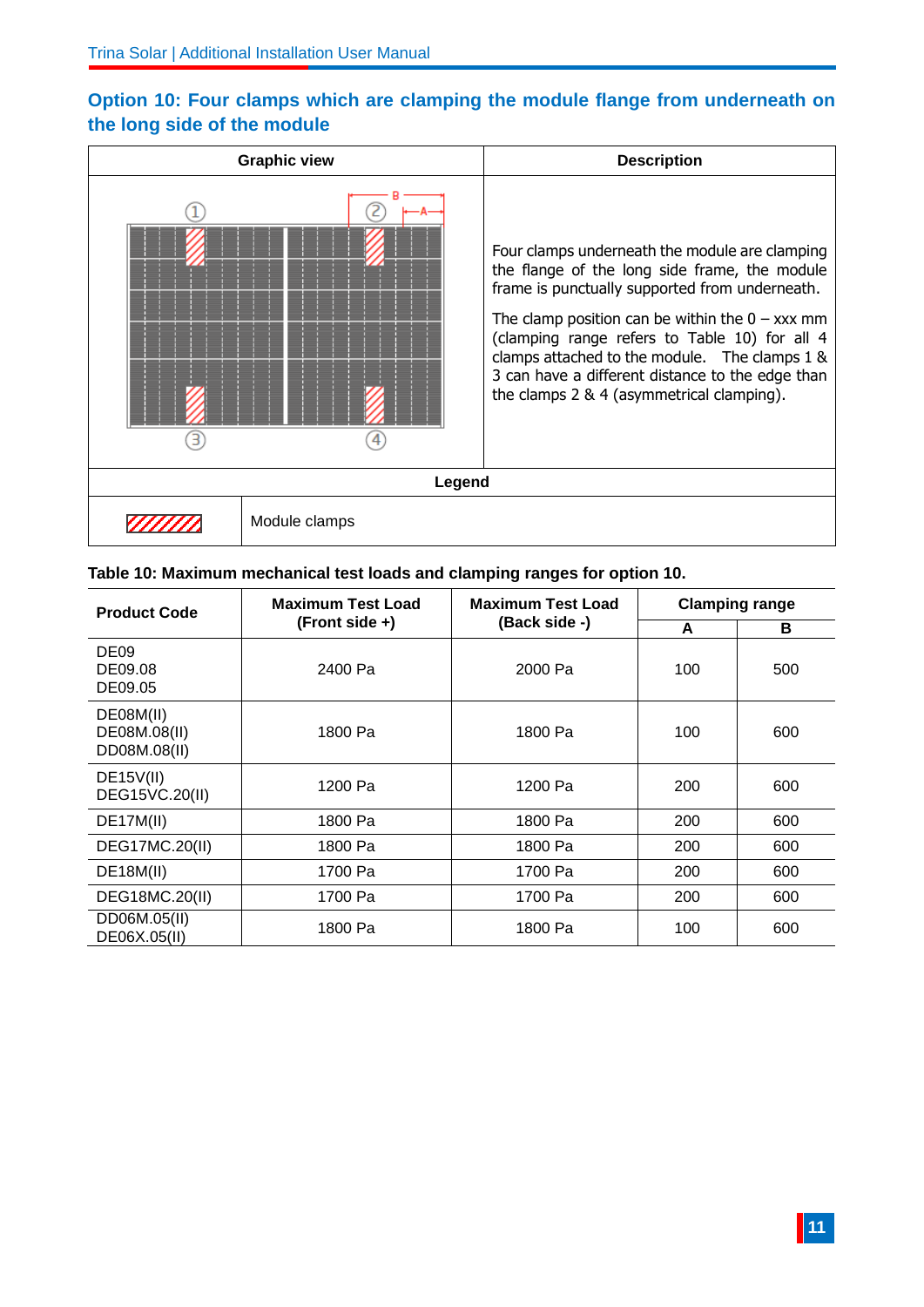## Option 10: Four clamps which are clamping the module flange from underneath on the long side of the module

| Graphic view | Description |
|---|---|
| ① ② B A ③ ④ | Four clamps underneath the module are clamping the flange of the long side frame, the module frame is punctually supported from underneath.<br><br>The clamp position can be within the 0 – xxx mm (clamping range refers to Table 10) for all 4 clamps attached to the module. The clamps 1 & 3 can have a different distance to the edge than the clamps 2 & 4 (asymmetrical clamping). |

| Legend | |
|---|---|
| (hatched red symbol) | Module clamps |

**Table 10: Maximum mechanical test loads and clamping ranges for option 10.**

| Product Code | Maximum Test Load (Front side +) | Maximum Test Load (Back side -) | Clamping range | |
|---|---|---|---|---|
| | | | A | B |
| DE09<br>DE09.08<br>DE09.05 | 2400 Pa | 2000 Pa | 100 | 500 |
| DE08M(II)<br>DE08M.08(II)<br>DD08M.08(II) | 1800 Pa | 1800 Pa | 100 | 600 |
| DE15V(II)<br>DEG15VC.20(II) | 1200 Pa | 1200 Pa | 200 | 600 |
| DE17M(II) | 1800 Pa | 1800 Pa | 200 | 600 |
| DEG17MC.20(II) | 1800 Pa | 1800 Pa | 200 | 600 |
| DE18M(II) | 1700 Pa | 1700 Pa | 200 | 600 |
| DEG18MC.20(II) | 1700 Pa | 1700 Pa | 200 | 600 |
| DD06M.05(II)<br>DE06X.05(II) | 1800 Pa | 1800 Pa | 100 | 600 |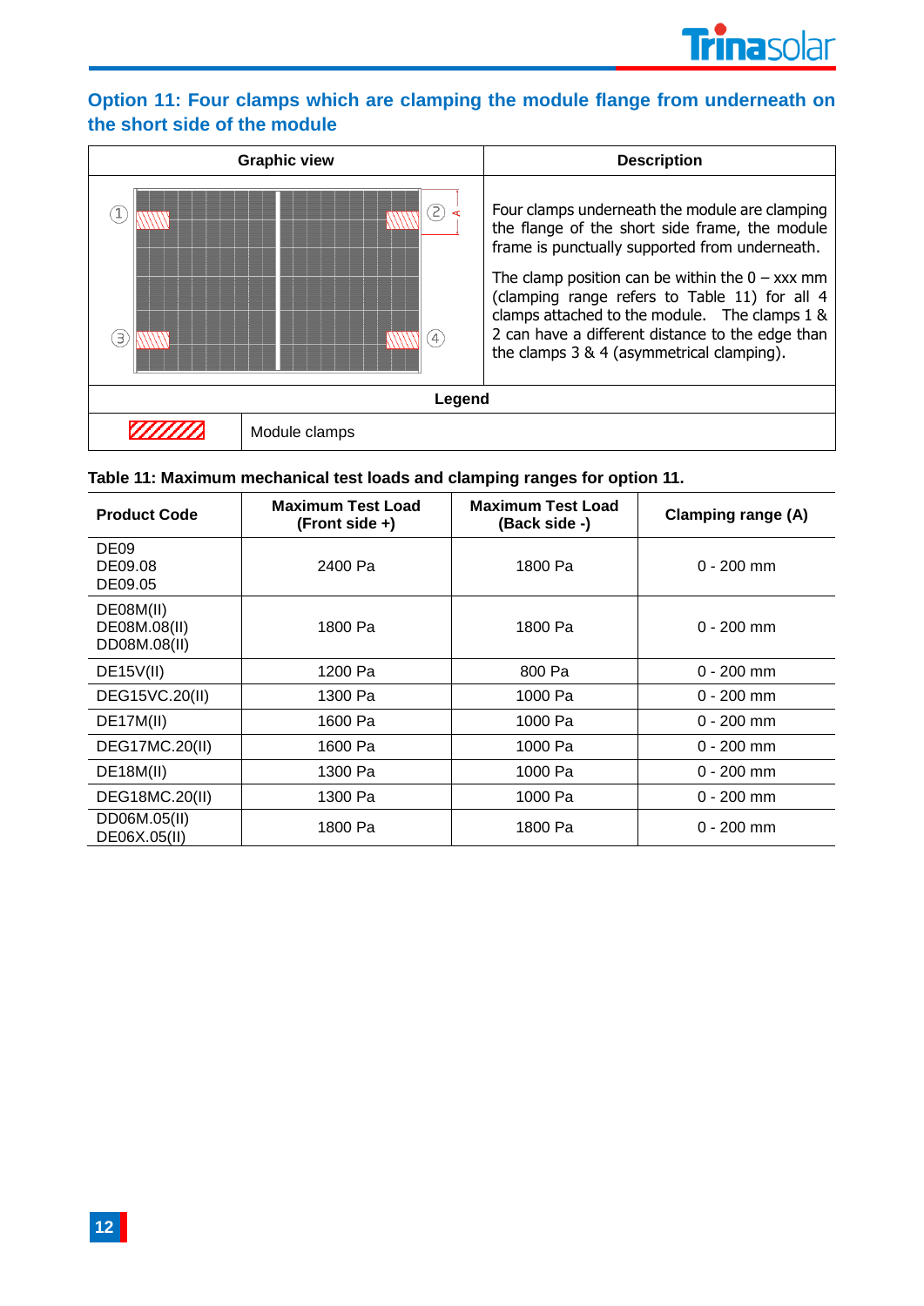## Option 11: Four clamps which are clamping the module flange from underneath on the short side of the module

| Graphic view | Description |
|---|---|
| ① ② ③ ④ A | Four clamps underneath the module are clamping the flange of the short side frame, the module frame is punctually supported from underneath. The clamp position can be within the 0 – xxx mm (clamping range refers to Table 11) for all 4 clamps attached to the module. The clamps 1 & 2 can have a different distance to the edge than the clamps 3 & 4 (asymmetrical clamping). |

| Legend | |
|---|---|
| | Module clamps |

**Table 11: Maximum mechanical test loads and clamping ranges for option 11.**

| Product Code | Maximum Test Load (Front side +) | Maximum Test Load (Back side -) | Clamping range (A) |
|---|---|---|---|
| DE09<br>DE09.08<br>DE09.05 | 2400 Pa | 1800 Pa | 0 - 200 mm |
| DE08M(II)<br>DE08M.08(II)<br>DD08M.08(II) | 1800 Pa | 1800 Pa | 0 - 200 mm |
| DE15V(II) | 1200 Pa | 800 Pa | 0 - 200 mm |
| DEG15VC.20(II) | 1300 Pa | 1000 Pa | 0 - 200 mm |
| DE17M(II) | 1600 Pa | 1000 Pa | 0 - 200 mm |
| DEG17MC.20(II) | 1600 Pa | 1000 Pa | 0 - 200 mm |
| DE18M(II) | 1300 Pa | 1000 Pa | 0 - 200 mm |
| DEG18MC.20(II) | 1300 Pa | 1000 Pa | 0 - 200 mm |
| DD06M.05(II)<br>DE06X.05(II) | 1800 Pa | 1800 Pa | 0 - 200 mm |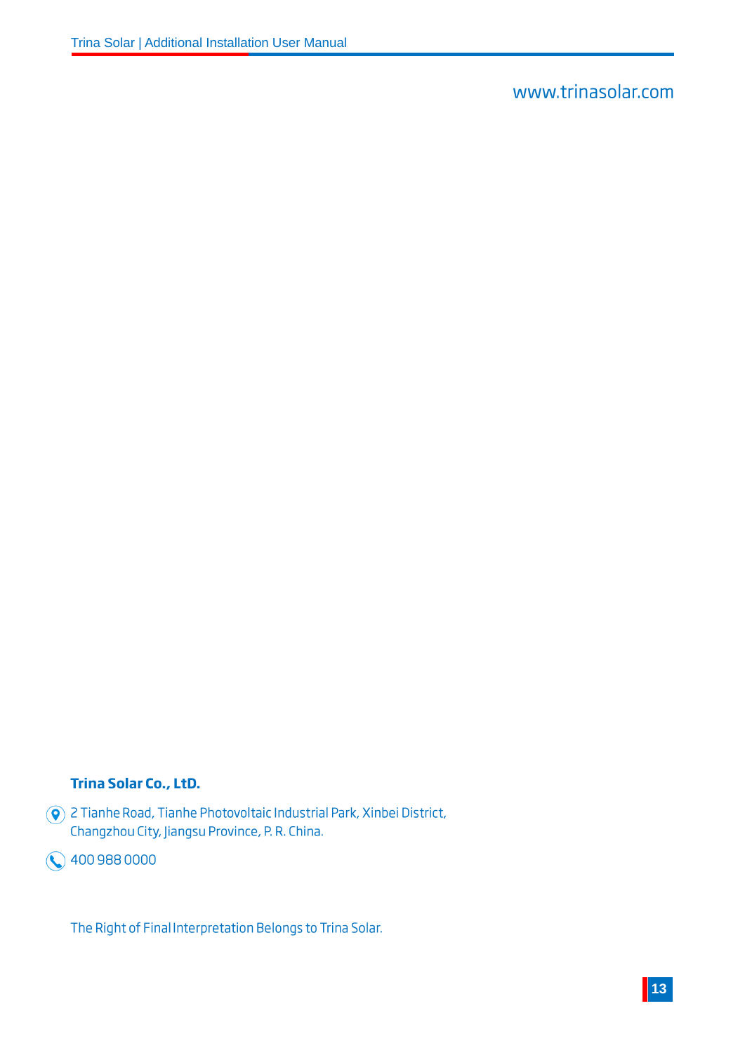www.trinasolar.com

**Trina Solar Co., LtD.**

2 Tianhe Road, Tianhe Photovoltaic Industrial Park, Xinbei District, Changzhou City, Jiangsu Province, P. R. China.

400 988 0000

The Right of Final Interpretation Belongs to Trina Solar.